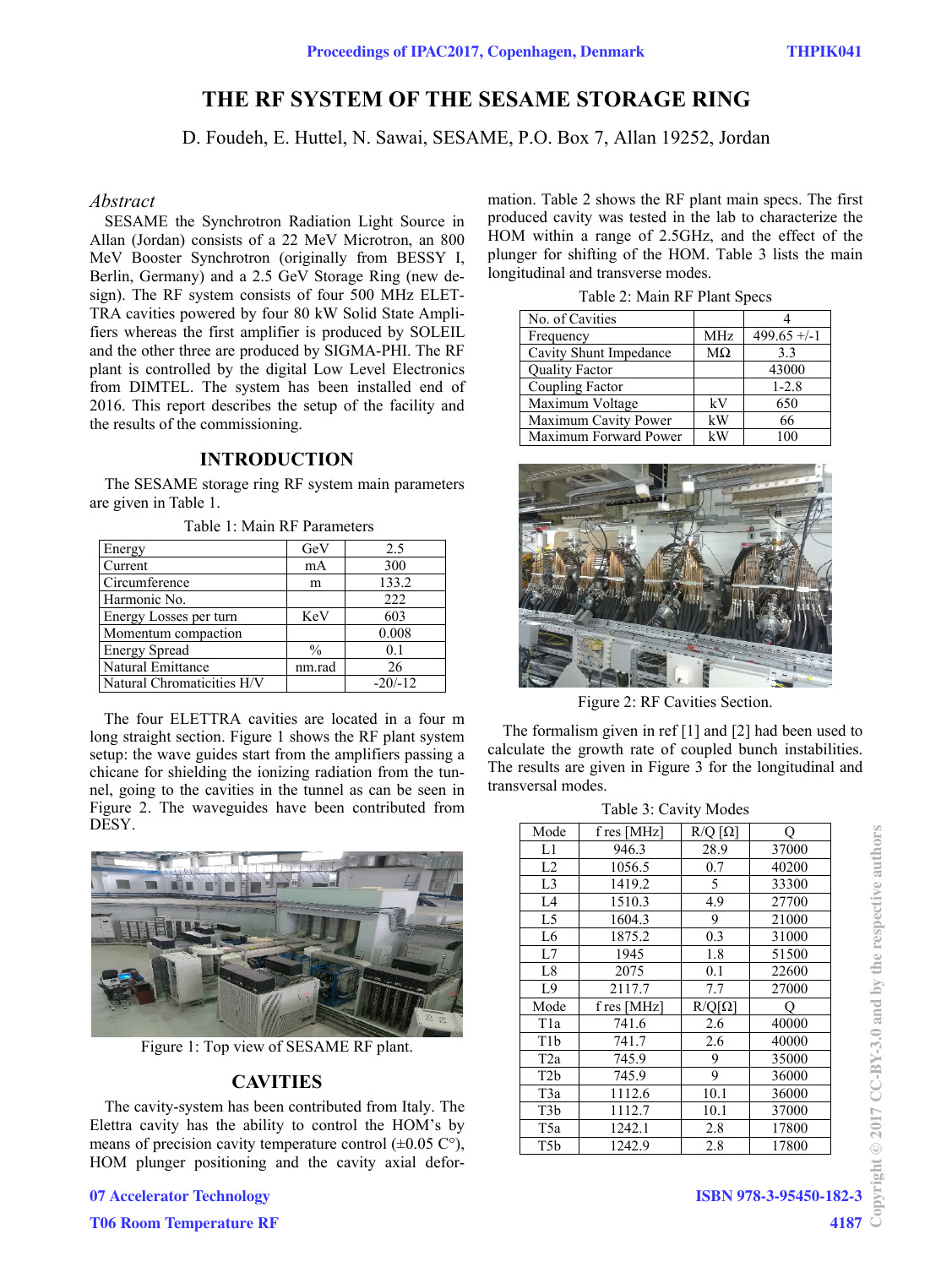# THE RF SYSTEM OF THE SESAME STORAGE RING

D. Foudeh, E. Huttel, N. Sawai, SESAME, P.O. Box 7, Allan 19252, Jordan

## *Abstract*

SESAME the Synchrotron Radiation Light Source in Allan (Jordan) consists of a 22 MeV Microtron, an 800 MeV Booster Synchrotron (originally from BESSY I, Berlin, Germany) and a 2.5 GeV Storage Ring (new design). The RF system consists of four 500 MHz ELETTRA cavities powered by four 80 kW Solid State Amplifiers whereas the first amplifier is produced by SOLEIL and the other three are produced by SIGMA-PHI. The RF plant is controlled by the digital Low Level Electronics from DIMTEL. The system has been installed end of 2016. This report describes the setup of the facility and the results of the commissioning.

## INTRODUCTION

The SESAME storage ring RF system main parameters are given in Table 1.

Table 1: Main RF Parameters

| | | |
|---|---|---|
| Energy | GeV | 2.5 |
| Current | mA | 300 |
| Circumference | m | 133.2 |
| Harmonic No. | | 222 |
| Energy Losses per turn | KeV | 603 |
| Momentum compaction | | 0.008 |
| Energy Spread | % | 0.1 |
| Natural Emittance | nm.rad | 26 |
| Natural Chromaticities H/V | | -20/-12 |

The four ELETTRA cavities are located in a four m long straight section. Figure 1 shows the RF plant system setup: the wave guides start from the amplifiers passing a chicane for shielding the ionizing radiation from the tunnel, going to the cavities in the tunnel as can be seen in Figure 2. The waveguides have been contributed from DESY.

Figure 1: Top view of SESAME RF plant.

## CAVITIES

The cavity-system has been contributed from Italy. The Elettra cavity has the ability to control the HOM's by means of precision cavity temperature control (±0.05 C°), HOM plunger positioning and the cavity axial deformation. Table 2 shows the RF plant main specs. The first produced cavity was tested in the lab to characterize the HOM within a range of 2.5GHz, and the effect of the plunger for shifting of the HOM. Table 3 lists the main longitudinal and transverse modes.

Table 2: Main RF Plant Specs

| | | |
|---|---|---|
| No. of Cavities | | 4 |
| Frequency | MHz | 499.65 +/-1 |
| Cavity Shunt Impedance | MΩ | 3.3 |
| Quality Factor | | 43000 |
| Coupling Factor | | 1-2.8 |
| Maximum Voltage | kV | 650 |
| Maximum Cavity Power | kW | 66 |
| Maximum Forward Power | kW | 100 |

Figure 2: RF Cavities Section.

The formalism given in ref [1] and [2] had been used to calculate the growth rate of coupled bunch instabilities. The results are given in Figure 3 for the longitudinal and transversal modes.

Table 3: Cavity Modes

| Mode | f res [MHz] | R/Q [Ω] | Q |
|---|---|---|---|
| L1 | 946.3 | 28.9 | 37000 |
| L2 | 1056.5 | 0.7 | 40200 |
| L3 | 1419.2 | 5 | 33300 |
| L4 | 1510.3 | 4.9 | 27700 |
| L5 | 1604.3 | 9 | 21000 |
| L6 | 1875.2 | 0.3 | 31000 |
| L7 | 1945 | 1.8 | 51500 |
| L8 | 2075 | 0.1 | 22600 |
| L9 | 2117.7 | 7.7 | 27000 |
| Mode | f res [MHz] | R/Q[Ω] | Q |
| T1a | 741.6 | 2.6 | 40000 |
| T1b | 741.7 | 2.6 | 40000 |
| T2a | 745.9 | 9 | 35000 |
| T2b | 745.9 | 9 | 36000 |
| T3a | 1112.6 | 10.1 | 36000 |
| T3b | 1112.7 | 10.1 | 37000 |
| T5a | 1242.1 | 2.8 | 17800 |
| T5b | 1242.9 | 2.8 | 17800 |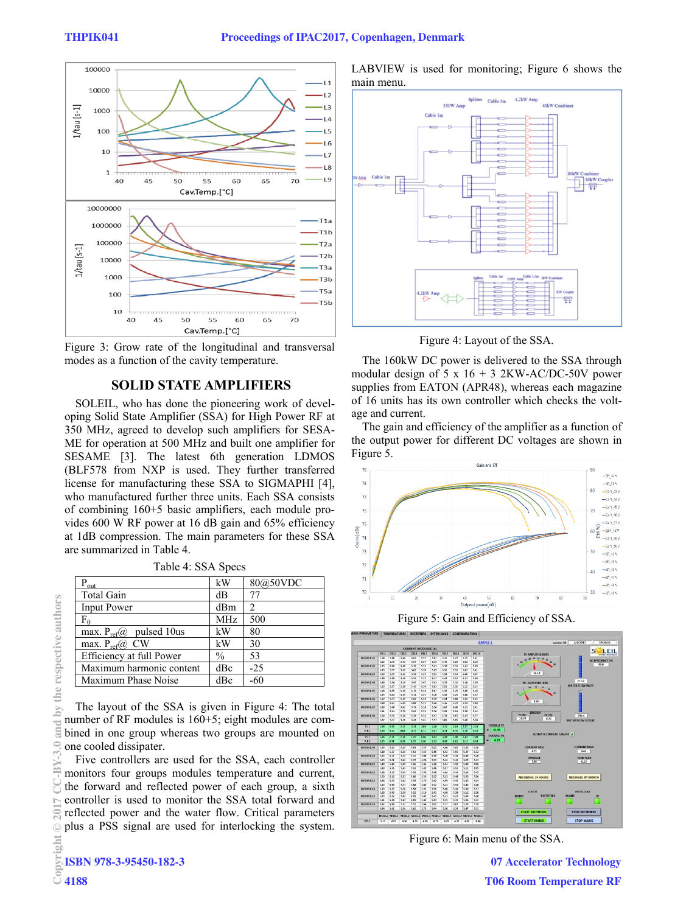Figure 3: Grow rate of the longitudinal and transversal modes as a function of the cavity temperature.

## SOLID STATE AMPLIFIERS

SOLEIL, who has done the pioneering work of developing Solid State Amplifier (SSA) for High Power RF at 350 MHz, agreed to develop such amplifiers for SESAME for operation at 500 MHz and built one amplifier for SESAME [3]. The latest 6th generation LDMOS (BLF578 from NXP is used. They further transferred license for manufacturing these SSA to SIGMAPHI [4], who manufactured further three units. Each SSA consists of combining 160+5 basic amplifiers, each module provides 600 W RF power at 16 dB gain and 65% efficiency at 1dB compression. The main parameters for these SSA are summarized in Table 4.

Table 4: SSA Specs

| | | |
|---|---|---|
| $P_{out}$ | kW | 80@50VDC |
| Total Gain | dB | 77 |
| Input Power | dBm | 2 |
| $F_0$ | MHz | 500 |
| max. $P_{ref}$@ pulsed 10us | kW | 80 |
| max. $P_{ref}$@ CW | kW | 30 |
| Efficiency at full Power | % | 53 |
| Maximum harmonic content | dBc | -25 |
| Maximum Phase Noise | dBc | -60 |

The layout of the SSA is given in Figure 4: The total number of RF modules is 160+5; eight modules are combined in one group whereas two groups are mounted on one cooled dissipater.

Five controllers are used for the SSA, each controller monitors four groups modules temperature and current, the forward and reflected power of each group, a sixth controller is used to monitor the SSA total forward and reflected power and the water flow. Critical parameters plus a PSS signal are used for interlocking the system.

LABVIEW is used for monitoring; Figure 6 shows the main menu.

Figure 4: Layout of the SSA.

The 160kW DC power is delivered to the SSA through modular design of 5 x 16 + 3 2KW-AC/DC-50V power supplies from EATON (APR48), whereas each magazine of 16 units has its own controller which checks the voltage and current.

The gain and efficiency of the amplifier as a function of the output power for different DC voltages are shown in Figure 5.

Figure 5: Gain and Efficiency of SSA.

Figure 6: Main menu of the SSA.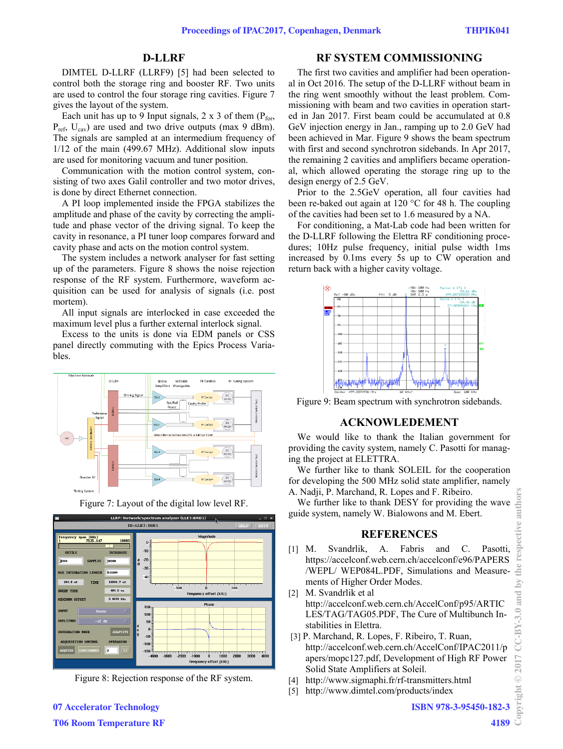## D-LLRF

DIMTEL D-LLRF (LLRF9) [5] had been selected to control both the storage ring and booster RF. Two units are used to control the four storage ring cavities. Figure 7 gives the layout of the system.

Each unit has up to 9 Input signals, 2 x 3 of them ($P_{for}$, $P_{ref}$, $U_{cav}$) are used and two drive outputs (max 9 dBm). The signals are sampled at an intermediate frequency of 1/12 of the main (499.67 MHz). Additional slow inputs are used for monitoring vacuum and tuner position.

Communication with the motion control system, consisting of two axes Galil controller and two motor drives, is done by direct Ethernet connection.

A PI loop implemented inside the FPGA stabilizes the amplitude and phase of the cavity by correcting the amplitude and phase vector of the driving signal. To keep the cavity in resonance, a PI tuner loop compares forward and cavity phase and acts on the motion control system.

The system includes a network analyser for fast setting up of the parameters. Figure 8 shows the noise rejection response of the RF system. Furthermore, waveform acquisition can be used for analysis of signals (i.e. post mortem).

All input signals are interlocked in case exceeded the maximum level plus a further external interlock signal.

Excess to the units is done via EDM panels or CSS panel directly commuting with the Epics Process Variables.

Figure 7: Layout of the digital low level RF.

Figure 8: Rejection response of the RF system.

## RF SYSTEM COMMISSIONING

The first two cavities and amplifier had been operational in Oct 2016. The setup of the D-LLRF without beam in the ring went smoothly without the least problem. Commissioning with beam and two cavities in operation started in Jan 2017. First beam could be accumulated at 0.8 GeV injection energy in Jan., ramping up to 2.0 GeV had been achieved in Mar. Figure 9 shows the beam spectrum with first and second synchrotron sidebands. In Apr 2017, the remaining 2 cavities and amplifiers became operational, which allowed operating the storage ring up to the design energy of 2.5 GeV.

Prior to the 2.5GeV operation, all four cavities had been re-baked out again at 120 °C for 48 h. The coupling of the cavities had been set to 1.6 measured by a NA.

For conditioning, a Mat-Lab code had been written for the D-LLRF following the Elettra RF conditioning procedures; 10Hz pulse frequency, initial pulse width 1ms increased by 0.1ms every 5s up to CW operation and return back with a higher cavity voltage.

Figure 9: Beam spectrum with synchrotron sidebands.

## ACKNOWLEDEMENT

We would like to thank the Italian government for providing the cavity system, namely C. Pasotti for managing the project at ELETTRA.

We further like to thank SOLEIL for the cooperation for developing the 500 MHz solid state amplifier, namely A. Nadji, P. Marchand, R. Lopes and F. Ribeiro.

We further like to thank DESY for providing the wave guide system, namely W. Bialowons and M. Ebert.

## REFERENCES

[1] M. Svandrlik, A. Fabris and C. Pasotti, https://accelconf.web.cern.ch/accelconf/e96/PAPERS/WEPL/ WEP084L.PDF, Simulations and Measurements of Higher Order Modes.

[2] M. Svandrlik et al http://accelconf.web.cern.ch/AccelConf/p95/ARTICLES/TAG/TAG05.PDF, The Cure of Multibunch Instabilities in Elettra.

[3] P. Marchand, R. Lopes, F. Ribeiro, T. Ruan, http://accelconf.web.cern.ch/AccelConf/IPAC2011/papers/mopc127.pdf, Development of High RF Power Solid State Amplifiers at Soleil.

[4] http://www.sigmaphi.fr/rf-transmitters.html

[5] http://www.dimtel.com/products/index